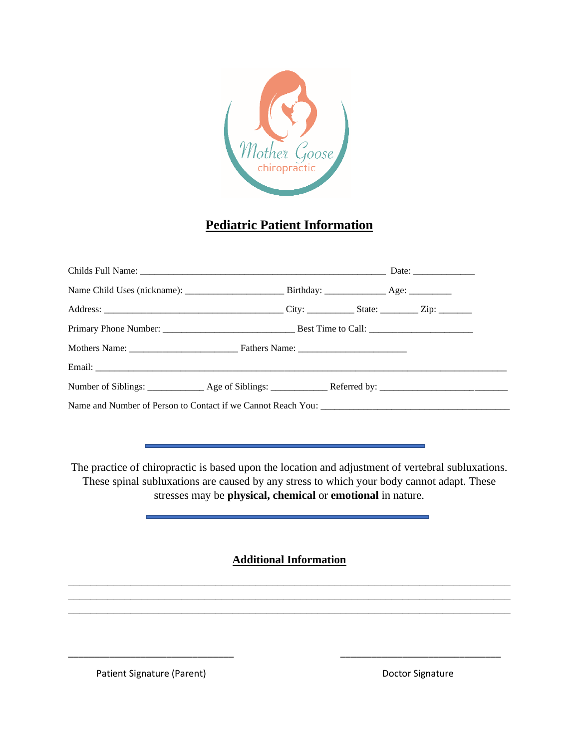Mother Goose chiropractic

# Pediatric Patient Information

Childs Full Name: ______________________________________________________ Date: _____________

Name Child Uses (nickname): _____________________ Birthday: _____________ Age: _________

Address: _______________________________________ City: __________ State: ________ Zip: _______

Primary Phone Number: ____________________________ Best Time to Call: ______________________

Mothers Name: _______________________ Fathers Name: _______________________

Email: __________________________________________________________________________________________

Number of Siblings: ____________ Age of Siblings: ____________ Referred by: ___________________________

Name and Number of Person to Contact if we Cannot Reach You: ________________________________________

---

The practice of chiropractic is based upon the location and adjustment of vertebral subluxations. These spinal subluxations are caused by any stress to which your body cannot adapt. These stresses may be **physical, chemical** or **emotional** in nature.

---

## Additional Information

_____________________________________________________________________________________________

_____________________________________________________________________________________________

_____________________________________________________________________________________________

________________________________ ________________________________

Patient Signature (Parent) Doctor Signature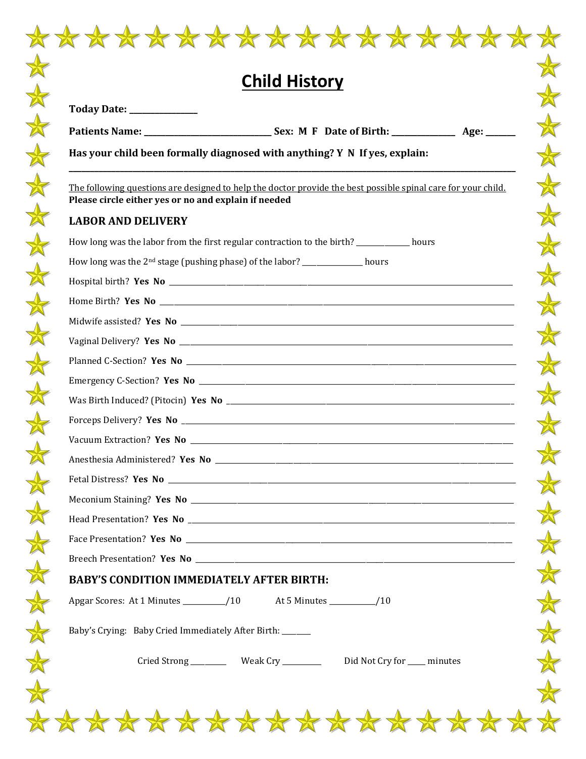# Child History

**Today Date: ________________**

**Patients Name: ________________________________ Sex: M F Date of Birth: _______________ Age: _______**

**Has your child been formally diagnosed with anything? Y N If yes, explain:**

________________________________________________________________________________________________________

The following questions are designed to help the doctor provide the best possible spinal care for your child.
**Please circle either yes or no and explain if needed**

## LABOR AND DELIVERY

How long was the labor from the first regular contraction to the birth? _______________ hours

How long was the 2nd stage (pushing phase) of the labor? ________________ hours

Hospital birth? **Yes No** ________________________________________________________________________________

Home Birth? **Yes No** ________________________________________________________________________________

Midwife assisted? **Yes No** ____________________________________________________________________________

Vaginal Delivery? **Yes No** ____________________________________________________________________________

Planned C-Section? **Yes No** __________________________________________________________________________

Emergency C-Section? **Yes No** _______________________________________________________________________

Was Birth Induced? (Pitocin) **Yes No** _________________________________________________________________

Forceps Delivery? **Yes No** ____________________________________________________________________________

Vacuum Extraction? **Yes No** __________________________________________________________________________

Anesthesia Administered? **Yes No** ____________________________________________________________________

Fetal Distress? **Yes No** ______________________________________________________________________________

Meconium Staining? **Yes No** __________________________________________________________________________

Head Presentation? **Yes No** ___________________________________________________________________________

Face Presentation? **Yes No** ___________________________________________________________________________

Breech Presentation? **Yes No** _________________________________________________________________________

## BABY'S CONDITION IMMEDIATELY AFTER BIRTH:

Apgar Scores: At 1 Minutes ___________/10 At 5 Minutes ____________/10

Baby's Crying: Baby Cried Immediately After Birth: ________

Cried Strong __________ Weak Cry __________ Did Not Cry for _____ minutes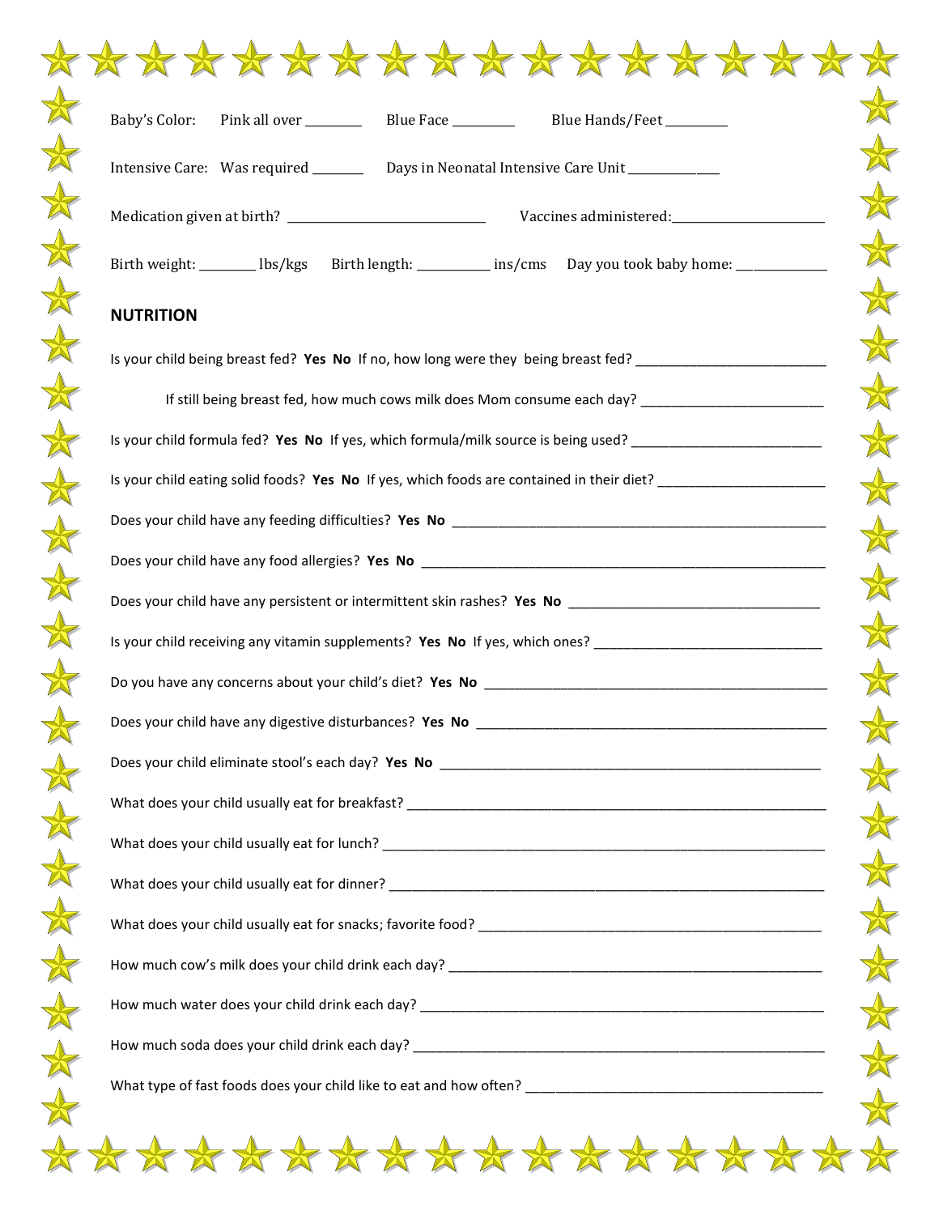Baby's Color: Pink all over _________ Blue Face __________ Blue Hands/Feet __________

Intensive Care: Was required ________ Days in Neonatal Intensive Care Unit ______________

Medication given at birth? ________________________________ Vaccines administered:________________________

Birth weight: ________ lbs/kgs Birth length: ___________ ins/cms Day you took baby home: ______________

## NUTRITION

Is your child being breast fed? **Yes No** If no, how long were they being breast fed? ___________________________

If still being breast fed, how much cows milk does Mom consume each day? __________________________

Is your child formula fed? **Yes No** If yes, which formula/milk source is being used? ___________________________

Is your child eating solid foods? **Yes No** If yes, which foods are contained in their diet? _______________________

Does your child have any feeding difficulties? **Yes No** _____________________________________________________

Does your child have any food allergies? **Yes No** _________________________________________________________

Does your child have any persistent or intermittent skin rashes? **Yes No** ___________________________________

Is your child receiving any vitamin supplements? **Yes No** If yes, which ones? ________________________________

Do you have any concerns about your child's diet? **Yes No** _________________________________________________

Does your child have any digestive disturbances? **Yes No** __________________________________________________

Does your child eliminate stool's each day? **Yes No** _______________________________________________________

What does your child usually eat for breakfast? ____________________________________________________________

What does your child usually eat for lunch? ________________________________________________________________

What does your child usually eat for dinner? _______________________________________________________________

What does your child usually eat for snacks; favorite food? _________________________________________________

How much cow's milk does your child drink each day? _____________________________________________________

How much water does your child drink each day? __________________________________________________________

How much soda does your child drink each day? ___________________________________________________________

What type of fast foods does your child like to eat and how often? __________________________________________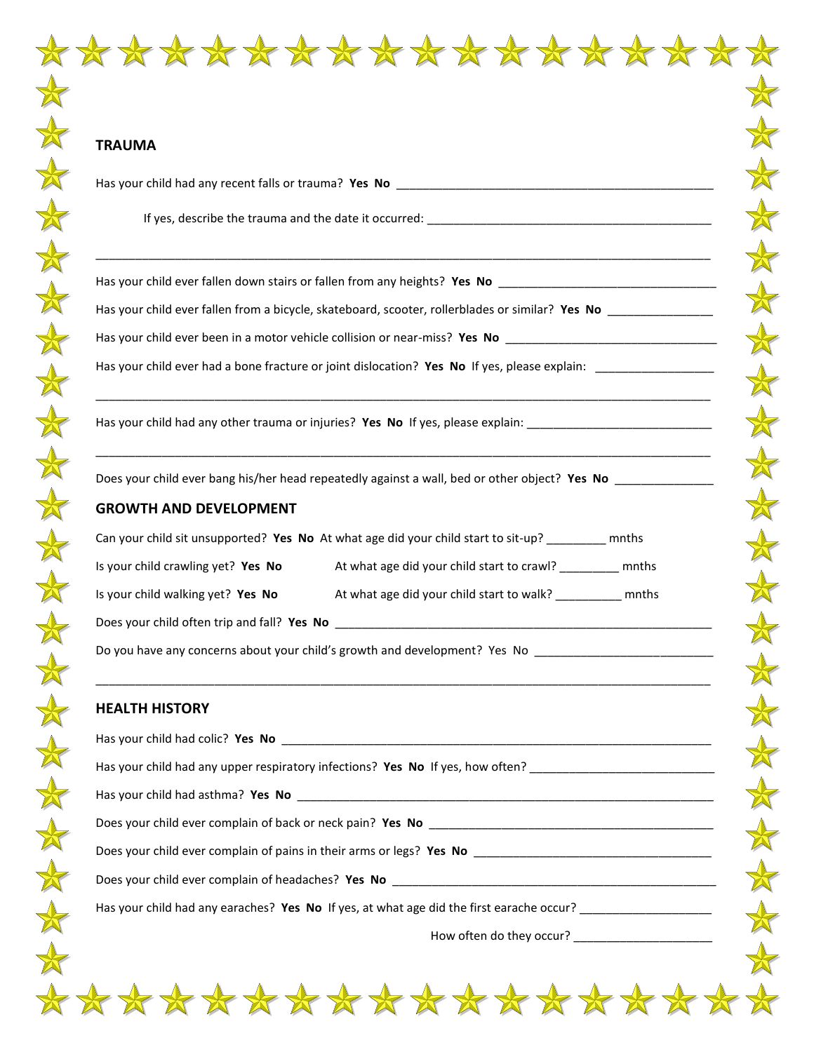## TRAUMA

Has your child had any recent falls or trauma? **Yes No** ___________________________________________________

If yes, describe the trauma and the date it occurred: ___________________________________________

_____________________________________________________________________________________________

Has your child ever fallen down stairs or fallen from any heights? **Yes No** _________________________________

Has your child ever fallen from a bicycle, skateboard, scooter, rollerblades or similar? **Yes No** _______________

Has your child ever been in a motor vehicle collision or near-miss? **Yes No** ________________________________

Has your child ever had a bone fracture or joint dislocation? **Yes No** If yes, please explain: _________________

_____________________________________________________________________________________________

Has your child had any other trauma or injuries? **Yes No** If yes, please explain: ___________________________

_____________________________________________________________________________________________

Does your child ever bang his/her head repeatedly against a wall, bed or other object? **Yes No** ______________

## GROWTH AND DEVELOPMENT

Can your child sit unsupported? **Yes No** At what age did your child start to sit-up? _________ mnths

Is your child crawling yet? **Yes No** At what age did your child start to crawl? _________ mnths

Is your child walking yet? **Yes No** At what age did your child start to walk? __________ mnths

Does your child often trip and fall? **Yes No** ___________________________________________________________

Do you have any concerns about your child's growth and development? Yes No ___________________________

_____________________________________________________________________________________________

## HEALTH HISTORY

Has your child had colic? **Yes No** ___________________________________________________________________

Has your child had any upper respiratory infections? **Yes No** If yes, how often? ___________________________

Has your child had asthma? **Yes No** _________________________________________________________________

Does your child ever complain of back or neck pain? **Yes No** ____________________________________________

Does your child ever complain of pains in their arms or legs? **Yes No** _____________________________________

Does your child ever complain of headaches? **Yes No** ___________________________________________________

Has your child had any earaches? **Yes No** If yes, at what age did the first earache occur? ____________________

How often do they occur? _____________________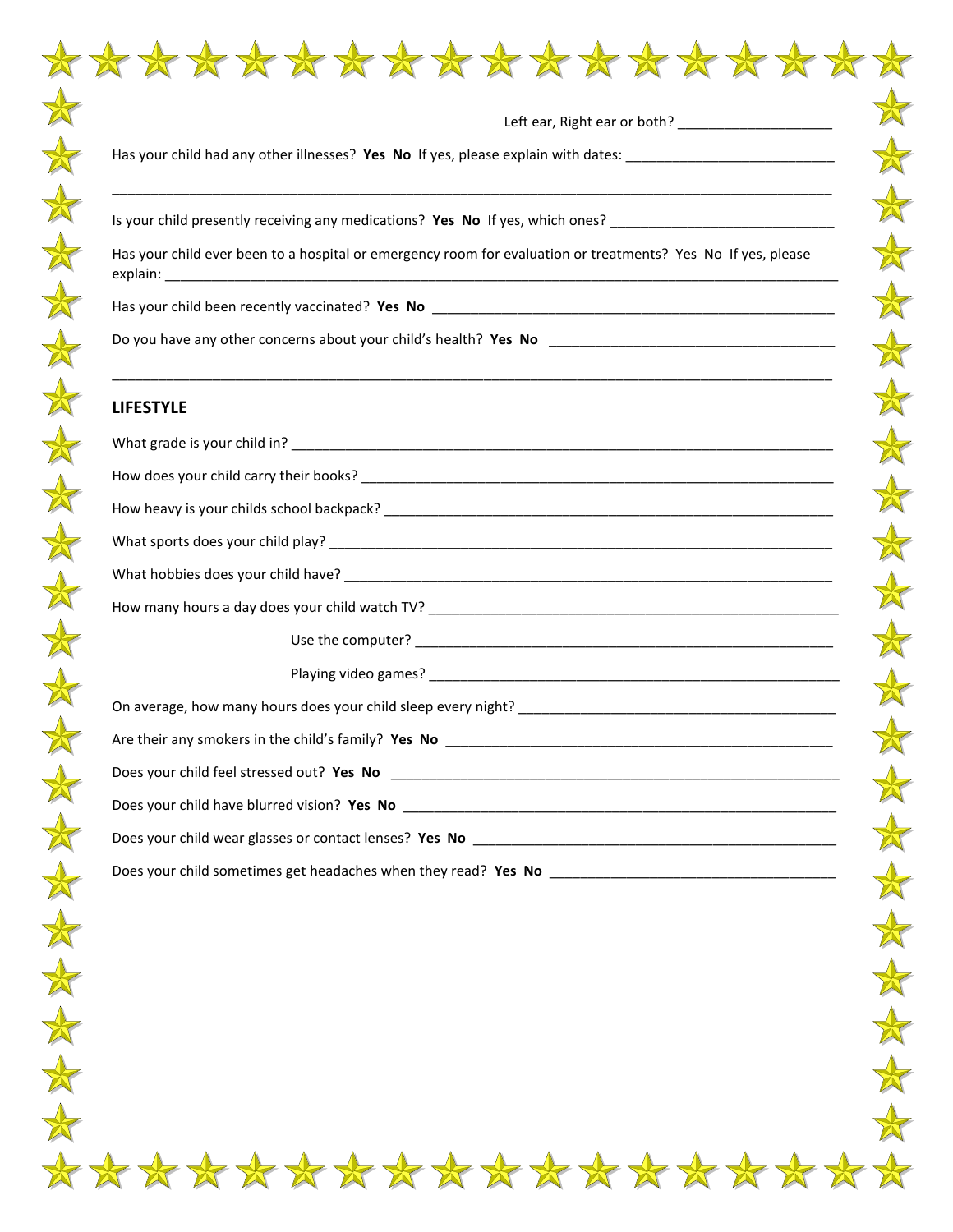Left ear, Right ear or both? ____________________

Has your child had any other illnesses? **Yes No** If yes, please explain with dates: ___________________________

_____________________________________________________________________________________________

Is your child presently receiving any medications? **Yes No** If yes, which ones? _____________________________

Has your child ever been to a hospital or emergency room for evaluation or treatments? Yes No If yes, please explain: _______________________________________________________________________________________

Has your child been recently vaccinated? **Yes No** _____________________________________________________

Do you have any other concerns about your child's health? **Yes No** ______________________________________

_____________________________________________________________________________________________

## LIFESTYLE

What grade is your child in? _________________________________________________________________________

How does your child carry their books? ________________________________________________________________

How heavy is your childs school backpack? _____________________________________________________________

What sports does your child play? _____________________________________________________________________

What hobbies does your child have? ___________________________________________________________________

How many hours a day does your child watch TV? ________________________________________________________

Use the computer? _______________________________________________________

Playing video games? ______________________________________________________

On average, how many hours does your child sleep every night? _____________________________________________

Are their any smokers in the child's family? **Yes No** ____________________________________________________

Does your child feel stressed out? **Yes No** ____________________________________________________________

Does your child have blurred vision? **Yes No** __________________________________________________________

Does your child wear glasses or contact lenses? **Yes No** ________________________________________________

Does your child sometimes get headaches when they read? **Yes No** ______________________________________